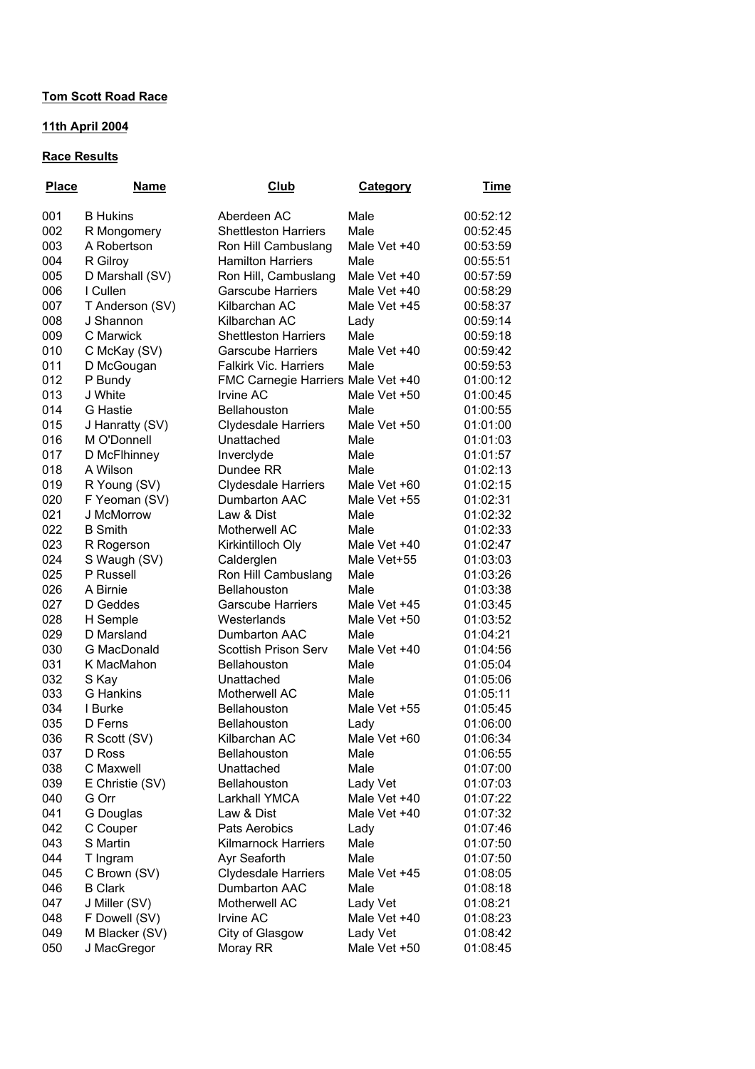**Tom Scott Road Race**

**11th April 2004**

**Race Results**

| Place | Name | Club | Category | Time |
|---|---|---|---|---|
| 001 | B Hukins | Aberdeen AC | Male | 00:52:12 |
| 002 | R Mongomery | Shettleston Harriers | Male | 00:52:45 |
| 003 | A Robertson | Ron Hill Cambuslang | Male Vet +40 | 00:53:59 |
| 004 | R Gilroy | Hamilton Harriers | Male | 00:55:51 |
| 005 | D Marshall (SV) | Ron Hill, Cambuslang | Male Vet +40 | 00:57:59 |
| 006 | I Cullen | Garscube Harriers | Male Vet +40 | 00:58:29 |
| 007 | T Anderson (SV) | Kilbarchan AC | Male Vet +45 | 00:58:37 |
| 008 | J Shannon | Kilbarchan AC | Lady | 00:59:14 |
| 009 | C Marwick | Shettleston Harriers | Male | 00:59:18 |
| 010 | C McKay (SV) | Garscube Harriers | Male Vet +40 | 00:59:42 |
| 011 | D McGougan | Falkirk Vic. Harriers | Male | 00:59:53 |
| 012 | P Bundy | FMC Carnegie Harriers | Male Vet +40 | 01:00:12 |
| 013 | J White | Irvine AC | Male Vet +50 | 01:00:45 |
| 014 | G Hastie | Bellahouston | Male | 01:00:55 |
| 015 | J Hanratty (SV) | Clydesdale Harriers | Male Vet +50 | 01:01:00 |
| 016 | M O'Donnell | Unattached | Male | 01:01:03 |
| 017 | D McFlhinney | Inverclyde | Male | 01:01:57 |
| 018 | A Wilson | Dundee RR | Male | 01:02:13 |
| 019 | R Young (SV) | Clydesdale Harriers | Male Vet +60 | 01:02:15 |
| 020 | F Yeoman (SV) | Dumbarton AAC | Male Vet +55 | 01:02:31 |
| 021 | J McMorrow | Law & Dist | Male | 01:02:32 |
| 022 | B Smith | Motherwell AC | Male | 01:02:33 |
| 023 | R Rogerson | Kirkintilloch Oly | Male Vet +40 | 01:02:47 |
| 024 | S Waugh (SV) | Calderglen | Male Vet+55 | 01:03:03 |
| 025 | P Russell | Ron Hill Cambuslang | Male | 01:03:26 |
| 026 | A Birnie | Bellahouston | Male | 01:03:38 |
| 027 | D Geddes | Garscube Harriers | Male Vet +45 | 01:03:45 |
| 028 | H Semple | Westerlands | Male Vet +50 | 01:03:52 |
| 029 | D Marsland | Dumbarton AAC | Male | 01:04:21 |
| 030 | G MacDonald | Scottish Prison Serv | Male Vet +40 | 01:04:56 |
| 031 | K MacMahon | Bellahouston | Male | 01:05:04 |
| 032 | S Kay | Unattached | Male | 01:05:06 |
| 033 | G Hankins | Motherwell AC | Male | 01:05:11 |
| 034 | I Burke | Bellahouston | Male Vet +55 | 01:05:45 |
| 035 | D Ferns | Bellahouston | Lady | 01:06:00 |
| 036 | R Scott (SV) | Kilbarchan AC | Male Vet +60 | 01:06:34 |
| 037 | D Ross | Bellahouston | Male | 01:06:55 |
| 038 | C Maxwell | Unattached | Male | 01:07:00 |
| 039 | E Christie (SV) | Bellahouston | Lady Vet | 01:07:03 |
| 040 | G Orr | Larkhall YMCA | Male Vet +40 | 01:07:22 |
| 041 | G Douglas | Law & Dist | Male Vet +40 | 01:07:32 |
| 042 | C Couper | Pats Aerobics | Lady | 01:07:46 |
| 043 | S Martin | Kilmarnock Harriers | Male | 01:07:50 |
| 044 | T Ingram | Ayr Seaforth | Male | 01:07:50 |
| 045 | C Brown (SV) | Clydesdale Harriers | Male Vet +45 | 01:08:05 |
| 046 | B Clark | Dumbarton AAC | Male | 01:08:18 |
| 047 | J Miller (SV) | Motherwell AC | Lady Vet | 01:08:21 |
| 048 | F Dowell (SV) | Irvine AC | Male Vet +40 | 01:08:23 |
| 049 | M Blacker (SV) | City of Glasgow | Lady Vet | 01:08:42 |
| 050 | J MacGregor | Moray RR | Male Vet +50 | 01:08:45 |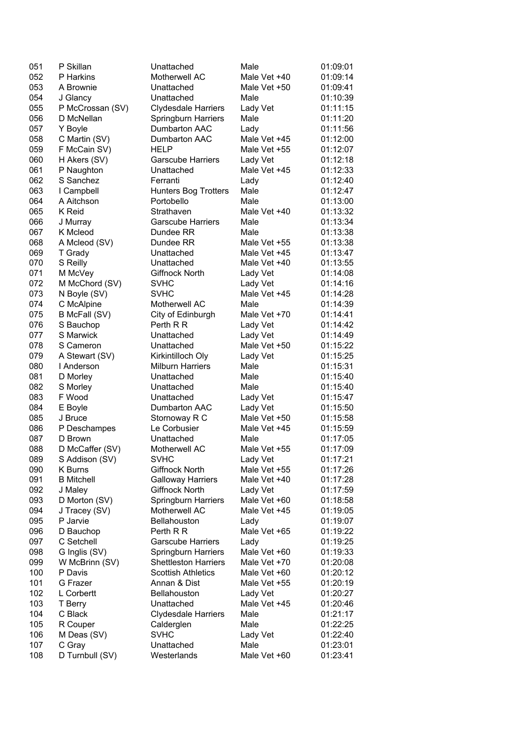| | | | | |
|---|---|---|---|---|
| 051 | P Skillan | Unattached | Male | 01:09:01 |
| 052 | P Harkins | Motherwell AC | Male Vet +40 | 01:09:14 |
| 053 | A Brownie | Unattached | Male Vet +50 | 01:09:41 |
| 054 | J Glancy | Unattached | Male | 01:10:39 |
| 055 | P McCrossan (SV) | Clydesdale Harriers | Lady Vet | 01:11:15 |
| 056 | D McNellan | Springburn Harriers | Male | 01:11:20 |
| 057 | Y Boyle | Dumbarton AAC | Lady | 01:11:56 |
| 058 | C Martin (SV) | Dumbarton AAC | Male Vet +45 | 01:12:00 |
| 059 | F McCain SV) | HELP | Male Vet +55 | 01:12:07 |
| 060 | H Akers (SV) | Garscube Harriers | Lady Vet | 01:12:18 |
| 061 | P Naughton | Unattached | Male Vet +45 | 01:12:33 |
| 062 | S Sanchez | Ferranti | Lady | 01:12:40 |
| 063 | I Campbell | Hunters Bog Trotters | Male | 01:12:47 |
| 064 | A Aitchson | Portobello | Male | 01:13:00 |
| 065 | K Reid | Strathaven | Male Vet +40 | 01:13:32 |
| 066 | J Murray | Garscube Harriers | Male | 01:13:34 |
| 067 | K Mcleod | Dundee RR | Male | 01:13:38 |
| 068 | A Mcleod (SV) | Dundee RR | Male Vet +55 | 01:13:38 |
| 069 | T Grady | Unattached | Male Vet +45 | 01:13:47 |
| 070 | S Reilly | Unattached | Male Vet +40 | 01:13:55 |
| 071 | M McVey | Giffnock North | Lady Vet | 01:14:08 |
| 072 | M McChord (SV) | SVHC | Lady Vet | 01:14:16 |
| 073 | N Boyle (SV) | SVHC | Male Vet +45 | 01:14:28 |
| 074 | C McAlpine | Motherwell AC | Male | 01:14:39 |
| 075 | B McFall (SV) | City of Edinburgh | Male Vet +70 | 01:14:41 |
| 076 | S Bauchop | Perth R R | Lady Vet | 01:14:42 |
| 077 | S Marwick | Unattached | Lady Vet | 01:14:49 |
| 078 | S Cameron | Unattached | Male Vet +50 | 01:15:22 |
| 079 | A Stewart (SV) | Kirkintilloch Oly | Lady Vet | 01:15:25 |
| 080 | I Anderson | Milburn Harriers | Male | 01:15:31 |
| 081 | D Morley | Unattached | Male | 01:15:40 |
| 082 | S Morley | Unattached | Male | 01:15:40 |
| 083 | F Wood | Unattached | Lady Vet | 01:15:47 |
| 084 | E Boyle | Dumbarton AAC | Lady Vet | 01:15:50 |
| 085 | J Bruce | Stornoway R C | Male Vet +50 | 01:15:58 |
| 086 | P Deschampes | Le Corbusier | Male Vet +45 | 01:15:59 |
| 087 | D Brown | Unattached | Male | 01:17:05 |
| 088 | D McCaffer (SV) | Motherwell AC | Male Vet +55 | 01:17:09 |
| 089 | S Addison (SV) | SVHC | Lady Vet | 01:17:21 |
| 090 | K Burns | Giffnock North | Male Vet +55 | 01:17:26 |
| 091 | B Mitchell | Galloway Harriers | Male Vet +40 | 01:17:28 |
| 092 | J Maley | Giffnock North | Lady Vet | 01:17:59 |
| 093 | D Morton (SV) | Springburn Harriers | Male Vet +60 | 01:18:58 |
| 094 | J Tracey (SV) | Motherwell AC | Male Vet +45 | 01:19:05 |
| 095 | P Jarvie | Bellahouston | Lady | 01:19:07 |
| 096 | D Bauchop | Perth R R | Male Vet +65 | 01:19:22 |
| 097 | C Setchell | Garscube Harriers | Lady | 01:19:25 |
| 098 | G Inglis (SV) | Springburn Harriers | Male Vet +60 | 01:19:33 |
| 099 | W McBrinn (SV) | Shettleston Harriers | Male Vet +70 | 01:20:08 |
| 100 | P Davis | Scottish Athletics | Male Vet +60 | 01:20:12 |
| 101 | G Frazer | Annan & Dist | Male Vet +55 | 01:20:19 |
| 102 | L Corbertt | Bellahouston | Lady Vet | 01:20:27 |
| 103 | T Berry | Unattached | Male Vet +45 | 01:20:46 |
| 104 | C Black | Clydesdale Harriers | Male | 01:21:17 |
| 105 | R Couper | Calderglen | Male | 01:22:25 |
| 106 | M Deas (SV) | SVHC | Lady Vet | 01:22:40 |
| 107 | C Gray | Unattached | Male | 01:23:01 |
| 108 | D Turnbull (SV) | Westerlands | Male Vet +60 | 01:23:41 |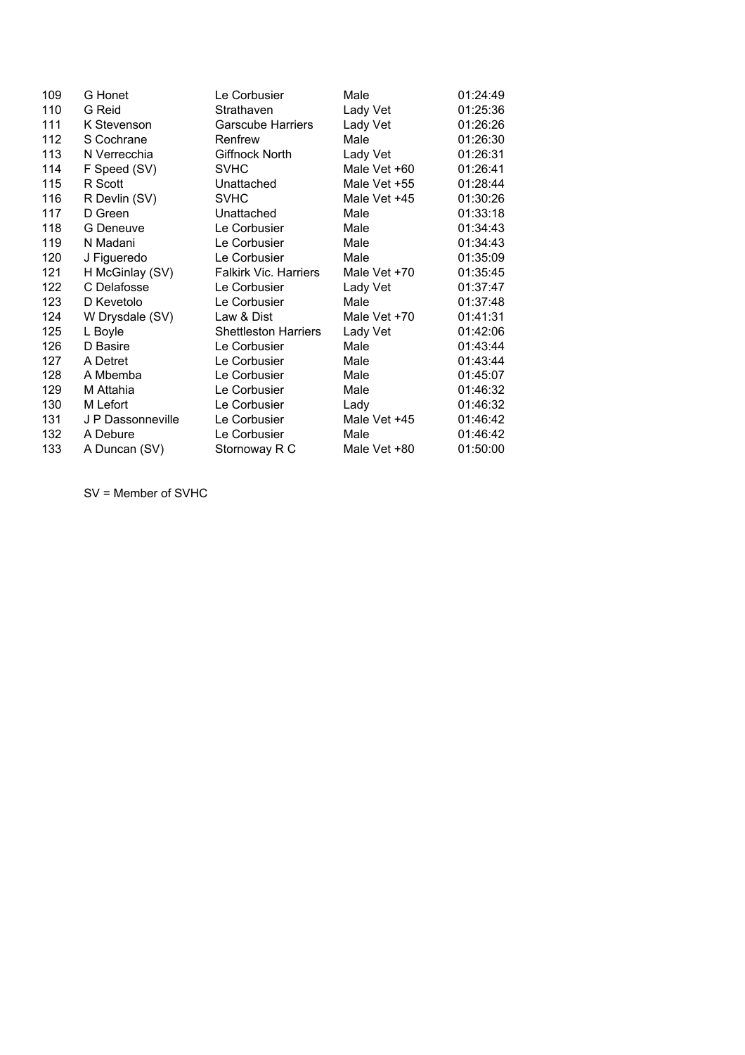| | | | | |
|---|---|---|---|---|
| 109 | G Honet | Le Corbusier | Male | 01:24:49 |
| 110 | G Reid | Strathaven | Lady Vet | 01:25:36 |
| 111 | K Stevenson | Garscube Harriers | Lady Vet | 01:26:26 |
| 112 | S Cochrane | Renfrew | Male | 01:26:30 |
| 113 | N Verrecchia | Giffnock North | Lady Vet | 01:26:31 |
| 114 | F Speed (SV) | SVHC | Male Vet +60 | 01:26:41 |
| 115 | R Scott | Unattached | Male Vet +55 | 01:28:44 |
| 116 | R Devlin (SV) | SVHC | Male Vet +45 | 01:30:26 |
| 117 | D Green | Unattached | Male | 01:33:18 |
| 118 | G Deneuve | Le Corbusier | Male | 01:34:43 |
| 119 | N Madani | Le Corbusier | Male | 01:34:43 |
| 120 | J Figueredo | Le Corbusier | Male | 01:35:09 |
| 121 | H McGinlay (SV) | Falkirk Vic. Harriers | Male Vet +70 | 01:35:45 |
| 122 | C Delafosse | Le Corbusier | Lady Vet | 01:37:47 |
| 123 | D Kevetolo | Le Corbusier | Male | 01:37:48 |
| 124 | W Drysdale (SV) | Law & Dist | Male Vet +70 | 01:41:31 |
| 125 | L Boyle | Shettleston Harriers | Lady Vet | 01:42:06 |
| 126 | D Basire | Le Corbusier | Male | 01:43:44 |
| 127 | A Detret | Le Corbusier | Male | 01:43:44 |
| 128 | A Mbemba | Le Corbusier | Male | 01:45:07 |
| 129 | M Attahia | Le Corbusier | Male | 01:46:32 |
| 130 | M Lefort | Le Corbusier | Lady | 01:46:32 |
| 131 | J P Dassonneville | Le Corbusier | Male Vet +45 | 01:46:42 |
| 132 | A Debure | Le Corbusier | Male | 01:46:42 |
| 133 | A Duncan (SV) | Stornoway R C | Male Vet +80 | 01:50:00 |

SV = Member of SVHC